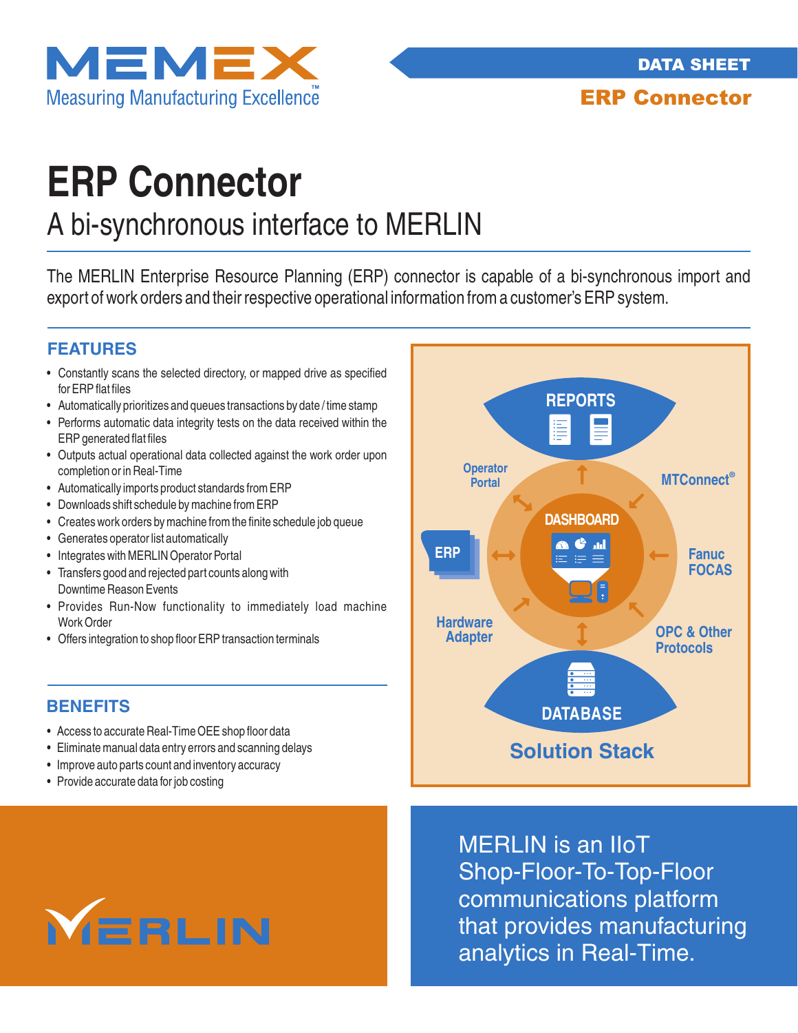# ERP Connector

## A bi-synchronous interface to MERLIN

The MERLIN Enterprise Resource Planning (ERP) connector is capable of a bi-synchronous import and export of work orders and their respective operational information from a customer's ERP system.

## FEATURES

- Constantly scans the selected directory, or mapped drive as specified for ERP flat files
- Automatically prioritizes and queues transactions by date / time stamp
- Performs automatic data integrity tests on the data received within the ERP generated flat files
- Outputs actual operational data collected against the work order upon completion or in Real-Time
- Automatically imports product standards from ERP
- Downloads shift schedule by machine from ERP
- Creates work orders by machine from the finite schedule job queue
- Generates operator list automatically
- Integrates with MERLIN Operator Portal
- Transfers good and rejected part counts along with Downtime Reason Events
- Provides Run-Now functionality to immediately load machine Work Order
- Offers integration to shop floor ERP transaction terminals

## BENEFITS

- Access to accurate Real-Time OEE shop floor data
- Eliminate manual data entry errors and scanning delays
- Improve auto parts count and inventory accuracy
- Provide accurate data for job costing

REPORTS

Operator Portal

MTConnect®

DASHBOARD

ERP

Fanuc FOCAS

Hardware Adapter

OPC & Other Protocols

DATABASE

**Solution Stack**

MERLIN

MERLIN is an IIoT Shop-Floor-To-Top-Floor communications platform that provides manufacturing analytics in Real-Time.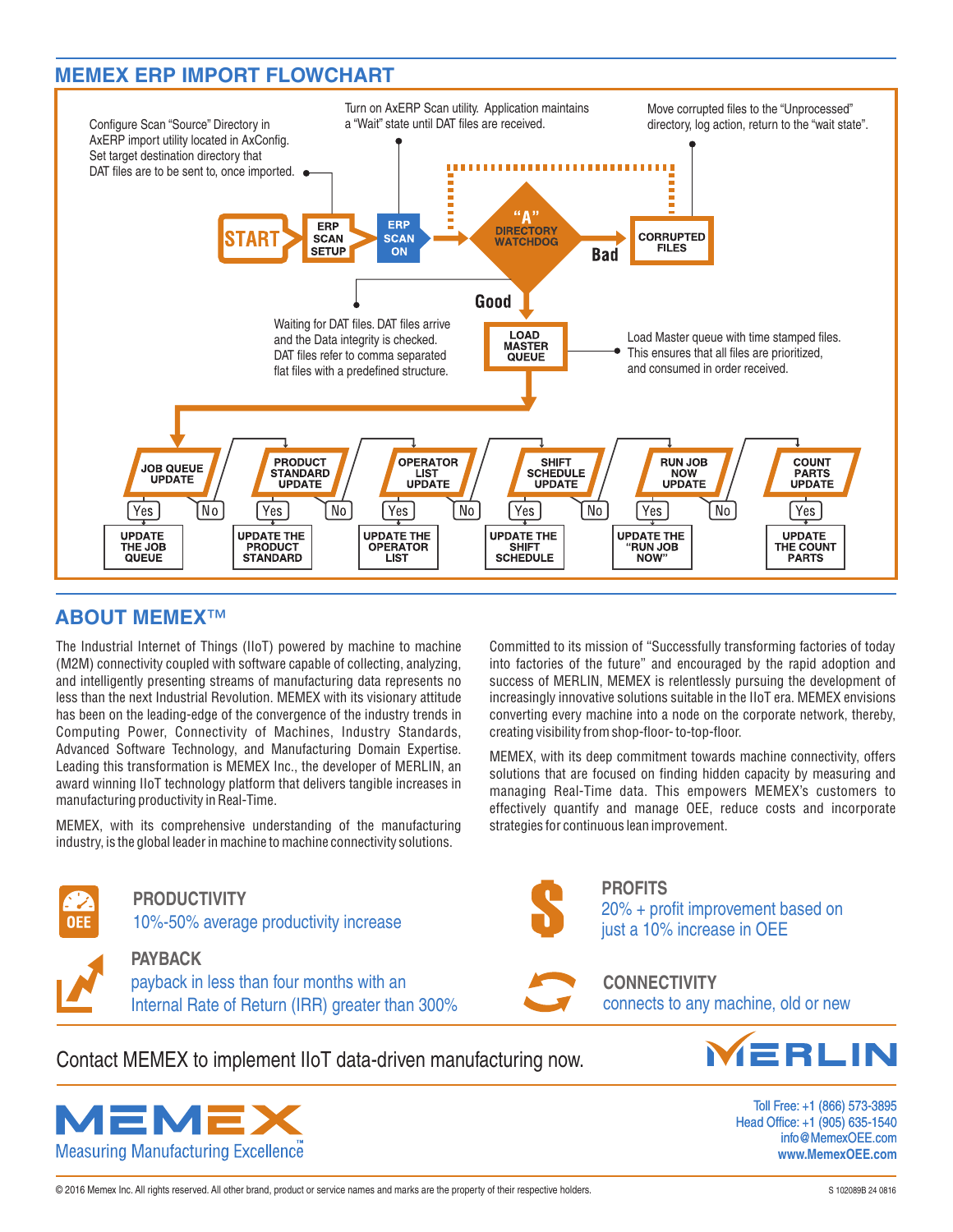## MEMEX ERP IMPORT FLOWCHART

Configure Scan "Source" Directory in AxERP import utility located in AxConfig. Set target destination directory that DAT files are to be sent to, once imported.

Turn on AxERP Scan utility. Application maintains a "Wait" state until DAT files are received.

Move corrupted files to the "Unprocessed" directory, log action, return to the "wait state".

START

ERP SCAN SETUP

ERP SCAN ON

"A" DIRECTORY WATCHDOG

Bad

CORRUPTED FILES

Good

Waiting for DAT files. DAT files arrive and the Data integrity is checked. DAT files refer to comma separated flat files with a predefined structure.

LOAD MASTER QUEUE

Load Master queue with time stamped files. This ensures that all files are prioritized, and consumed in order received.

JOB QUEUE UPDATE — Yes: UPDATE THE JOB QUEUE — No

PRODUCT STANDARD UPDATE — Yes: UPDATE THE PRODUCT STANDARD — No

OPERATOR LIST UPDATE — Yes: UPDATE THE OPERATOR LIST — No

SHIFT SCHEDULE UPDATE — Yes: UPDATE THE SHIFT SCHEDULE — No

RUN JOB NOW UPDATE — Yes: UPDATE THE "RUN JOB NOW" — No

COUNT PARTS UPDATE — Yes: UPDATE THE COUNT PARTS

## ABOUT MEMEX™

The Industrial Internet of Things (IIoT) powered by machine to machine (M2M) connectivity coupled with software capable of collecting, analyzing, and intelligently presenting streams of manufacturing data represents no less than the next Industrial Revolution. MEMEX with its visionary attitude has been on the leading-edge of the convergence of the industry trends in Computing Power, Connectivity of Machines, Industry Standards, Advanced Software Technology, and Manufacturing Domain Expertise. Leading this transformation is MEMEX Inc., the developer of MERLIN, an award winning IIoT technology platform that delivers tangible increases in manufacturing productivity in Real-Time.

MEMEX, with its comprehensive understanding of the manufacturing industry, is the global leader in machine to machine connectivity solutions.

Committed to its mission of "Successfully transforming factories of today into factories of the future" and encouraged by the rapid adoption and success of MERLIN, MEMEX is relentlessly pursuing the development of increasingly innovative solutions suitable in the IIoT era. MEMEX envisions converting every machine into a node on the corporate network, thereby, creating visibility from shop-floor- to-top-floor.

MEMEX, with its deep commitment towards machine connectivity, offers solutions that are focused on finding hidden capacity by measuring and managing Real-Time data. This empowers MEMEX's customers to effectively quantify and manage OEE, reduce costs and incorporate strategies for continuous lean improvement.

**PRODUCTIVITY**
10%-50% average productivity increase

**PAYBACK**
payback in less than four months with an Internal Rate of Return (IRR) greater than 300%

**PROFITS**
20% + profit improvement based on just a 10% increase in OEE

**CONNECTIVITY**
connects to any machine, old or new

Contact MEMEX to implement IIoT data-driven manufacturing now.

MERLIN

MEMEX
Measuring Manufacturing Excellence™

Toll Free: +1 (866) 573-3895
Head Office: +1 (905) 635-1540
info@MemexOEE.com
www.MemexOEE.com

© 2016 Memex Inc. All rights reserved. All other brand, product or service names and marks are the property of their respective holders.

S 102089B 24 0816